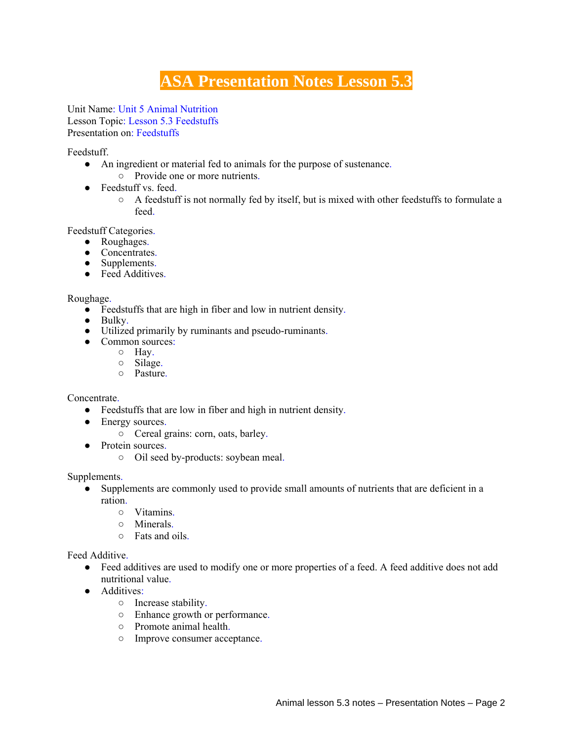# ASA Presentation Notes Lesson 5.3

Unit Name: Unit 5 Animal Nutrition
Lesson Topic: Lesson 5.3 Feedstuffs
Presentation on: Feedstuffs

Feedstuff.

- An ingredient or material fed to animals for the purpose of sustenance.
  - Provide one or more nutrients.
- Feedstuff vs. feed.
  - A feedstuff is not normally fed by itself, but is mixed with other feedstuffs to formulate a feed.

Feedstuff Categories.

- Roughages.
- Concentrates.
- Supplements.
- Feed Additives.

Roughage.

- Feedstuffs that are high in fiber and low in nutrient density.
- Bulky.
- Utilized primarily by ruminants and pseudo-ruminants.
- Common sources:
  - Hay.
  - Silage.
  - Pasture.

Concentrate.

- Feedstuffs that are low in fiber and high in nutrient density.
- Energy sources.
  - Cereal grains: corn, oats, barley.
- Protein sources.
  - Oil seed by-products: soybean meal.

Supplements.

- Supplements are commonly used to provide small amounts of nutrients that are deficient in a ration.
  - Vitamins.
  - Minerals.
  - Fats and oils.

Feed Additive.

- Feed additives are used to modify one or more properties of a feed. A feed additive does not add nutritional value.
- Additives:
  - Increase stability.
  - Enhance growth or performance.
  - Promote animal health.
  - Improve consumer acceptance.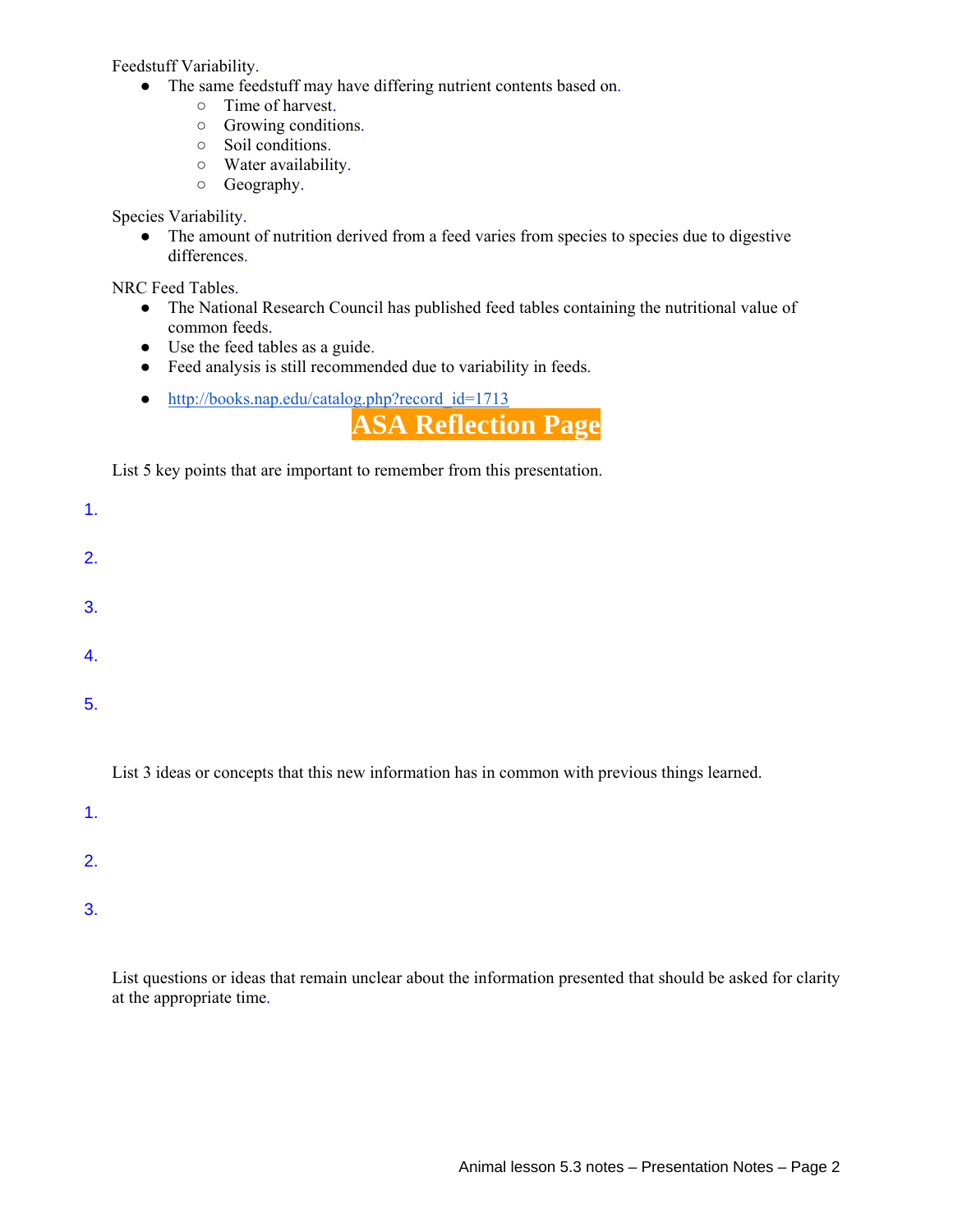Feedstuff Variability.

- The same feedstuff may have differing nutrient contents based on.
  - Time of harvest.
  - Growing conditions.
  - Soil conditions.
  - Water availability.
  - Geography.

Species Variability.

- The amount of nutrition derived from a feed varies from species to species due to digestive differences.

NRC Feed Tables.

- The National Research Council has published feed tables containing the nutritional value of common feeds.
- Use the feed tables as a guide.
- Feed analysis is still recommended due to variability in feeds.
- http://books.nap.edu/catalog.php?record_id=1713

# ASA Reflection Page

List 5 key points that are important to remember from this presentation.

1.

2.

3.

4.

5.

List 3 ideas or concepts that this new information has in common with previous things learned.

1.

2.

3.

List questions or ideas that remain unclear about the information presented that should be asked for clarity at the appropriate time.